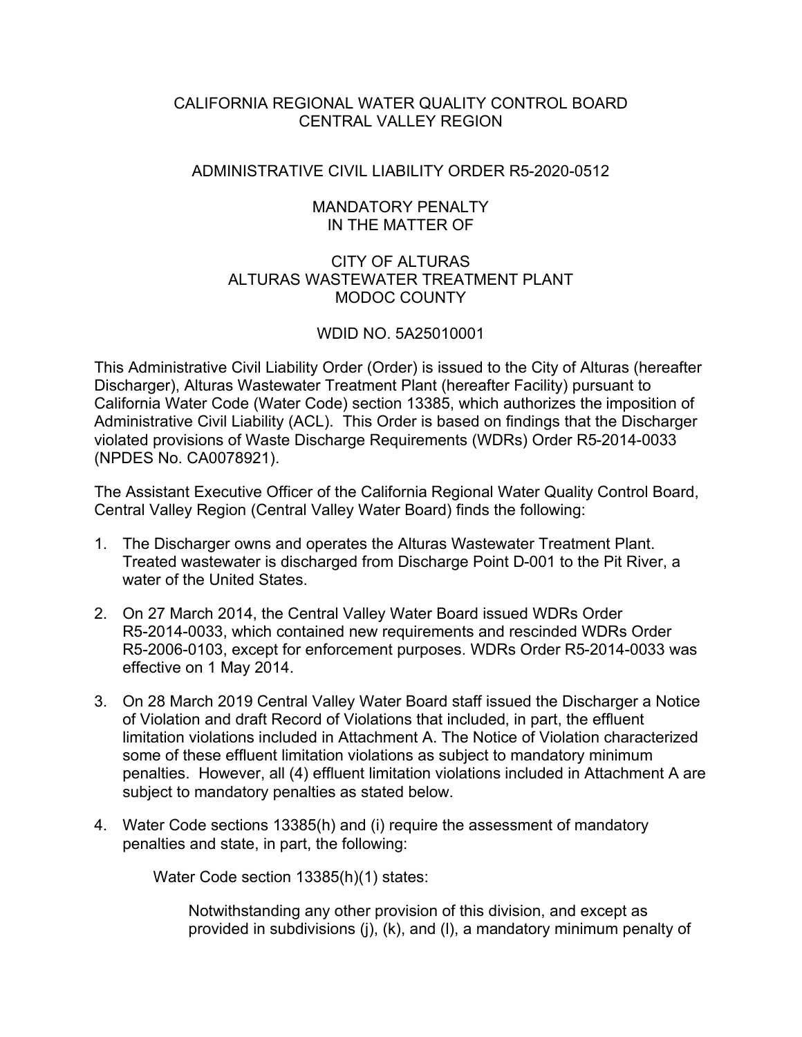CALIFORNIA REGIONAL WATER QUALITY CONTROL BOARD
CENTRAL VALLEY REGION

ADMINISTRATIVE CIVIL LIABILITY ORDER R5-2020-0512

MANDATORY PENALTY
IN THE MATTER OF

CITY OF ALTURAS
ALTURAS WASTEWATER TREATMENT PLANT
MODOC COUNTY

WDID NO. 5A25010001

This Administrative Civil Liability Order (Order) is issued to the City of Alturas (hereafter Discharger), Alturas Wastewater Treatment Plant (hereafter Facility) pursuant to California Water Code (Water Code) section 13385, which authorizes the imposition of Administrative Civil Liability (ACL). This Order is based on findings that the Discharger violated provisions of Waste Discharge Requirements (WDRs) Order R5-2014-0033 (NPDES No. CA0078921).

The Assistant Executive Officer of the California Regional Water Quality Control Board, Central Valley Region (Central Valley Water Board) finds the following:

1. The Discharger owns and operates the Alturas Wastewater Treatment Plant. Treated wastewater is discharged from Discharge Point D-001 to the Pit River, a water of the United States.

2. On 27 March 2014, the Central Valley Water Board issued WDRs Order R5-2014-0033, which contained new requirements and rescinded WDRs Order R5-2006-0103, except for enforcement purposes. WDRs Order R5-2014-0033 was effective on 1 May 2014.

3. On 28 March 2019 Central Valley Water Board staff issued the Discharger a Notice of Violation and draft Record of Violations that included, in part, the effluent limitation violations included in Attachment A. The Notice of Violation characterized some of these effluent limitation violations as subject to mandatory minimum penalties. However, all (4) effluent limitation violations included in Attachment A are subject to mandatory penalties as stated below.

4. Water Code sections 13385(h) and (i) require the assessment of mandatory penalties and state, in part, the following:

   Water Code section 13385(h)(1) states:

   > Notwithstanding any other provision of this division, and except as provided in subdivisions (j), (k), and (l), a mandatory minimum penalty of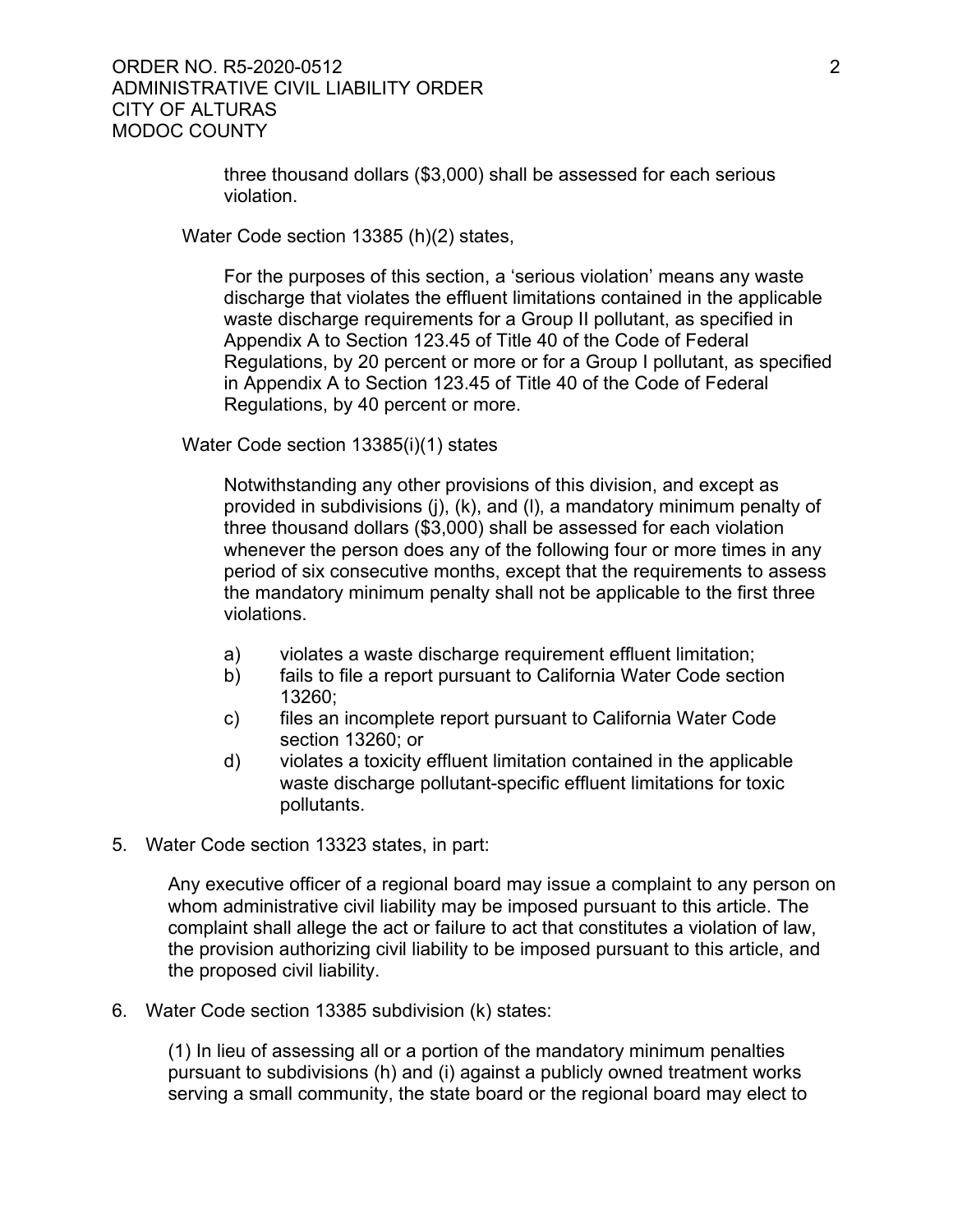three thousand dollars ($3,000) shall be assessed for each serious violation.

Water Code section 13385 (h)(2) states,

> For the purposes of this section, a 'serious violation' means any waste discharge that violates the effluent limitations contained in the applicable waste discharge requirements for a Group II pollutant, as specified in Appendix A to Section 123.45 of Title 40 of the Code of Federal Regulations, by 20 percent or more or for a Group I pollutant, as specified in Appendix A to Section 123.45 of Title 40 of the Code of Federal Regulations, by 40 percent or more.

Water Code section 13385(i)(1) states

> Notwithstanding any other provisions of this division, and except as provided in subdivisions (j), (k), and (l), a mandatory minimum penalty of three thousand dollars ($3,000) shall be assessed for each violation whenever the person does any of the following four or more times in any period of six consecutive months, except that the requirements to assess the mandatory minimum penalty shall not be applicable to the first three violations.
>
> a) violates a waste discharge requirement effluent limitation;
> b) fails to file a report pursuant to California Water Code section 13260;
> c) files an incomplete report pursuant to California Water Code section 13260; or
> d) violates a toxicity effluent limitation contained in the applicable waste discharge pollutant-specific effluent limitations for toxic pollutants.

5. Water Code section 13323 states, in part:

> Any executive officer of a regional board may issue a complaint to any person on whom administrative civil liability may be imposed pursuant to this article. The complaint shall allege the act or failure to act that constitutes a violation of law, the provision authorizing civil liability to be imposed pursuant to this article, and the proposed civil liability.

6. Water Code section 13385 subdivision (k) states:

> (1) In lieu of assessing all or a portion of the mandatory minimum penalties pursuant to subdivisions (h) and (i) against a publicly owned treatment works serving a small community, the state board or the regional board may elect to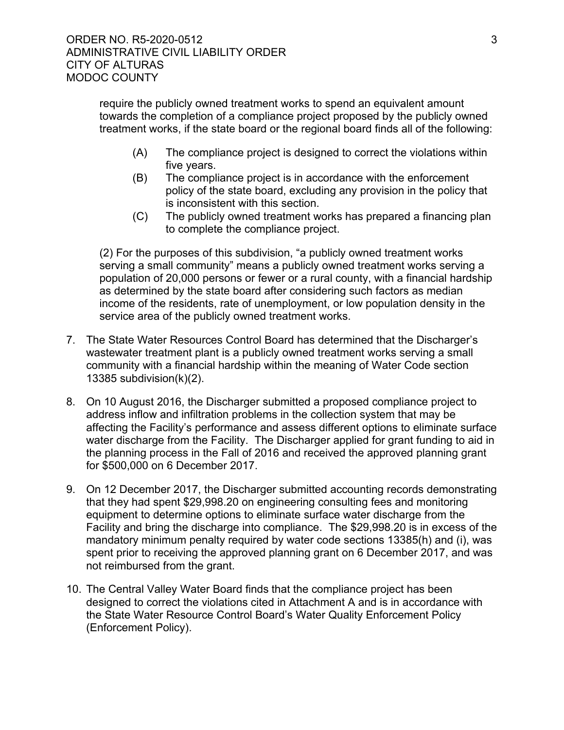require the publicly owned treatment works to spend an equivalent amount towards the completion of a compliance project proposed by the publicly owned treatment works, if the state board or the regional board finds all of the following:

(A) The compliance project is designed to correct the violations within five years.

(B) The compliance project is in accordance with the enforcement policy of the state board, excluding any provision in the policy that is inconsistent with this section.

(C) The publicly owned treatment works has prepared a financing plan to complete the compliance project.

(2) For the purposes of this subdivision, "a publicly owned treatment works serving a small community" means a publicly owned treatment works serving a population of 20,000 persons or fewer or a rural county, with a financial hardship as determined by the state board after considering such factors as median income of the residents, rate of unemployment, or low population density in the service area of the publicly owned treatment works.

7. The State Water Resources Control Board has determined that the Discharger's wastewater treatment plant is a publicly owned treatment works serving a small community with a financial hardship within the meaning of Water Code section 13385 subdivision(k)(2).

8. On 10 August 2016, the Discharger submitted a proposed compliance project to address inflow and infiltration problems in the collection system that may be affecting the Facility's performance and assess different options to eliminate surface water discharge from the Facility. The Discharger applied for grant funding to aid in the planning process in the Fall of 2016 and received the approved planning grant for $500,000 on 6 December 2017.

9. On 12 December 2017, the Discharger submitted accounting records demonstrating that they had spent $29,998.20 on engineering consulting fees and monitoring equipment to determine options to eliminate surface water discharge from the Facility and bring the discharge into compliance. The $29,998.20 is in excess of the mandatory minimum penalty required by water code sections 13385(h) and (i), was spent prior to receiving the approved planning grant on 6 December 2017, and was not reimbursed from the grant.

10. The Central Valley Water Board finds that the compliance project has been designed to correct the violations cited in Attachment A and is in accordance with the State Water Resource Control Board's Water Quality Enforcement Policy (Enforcement Policy).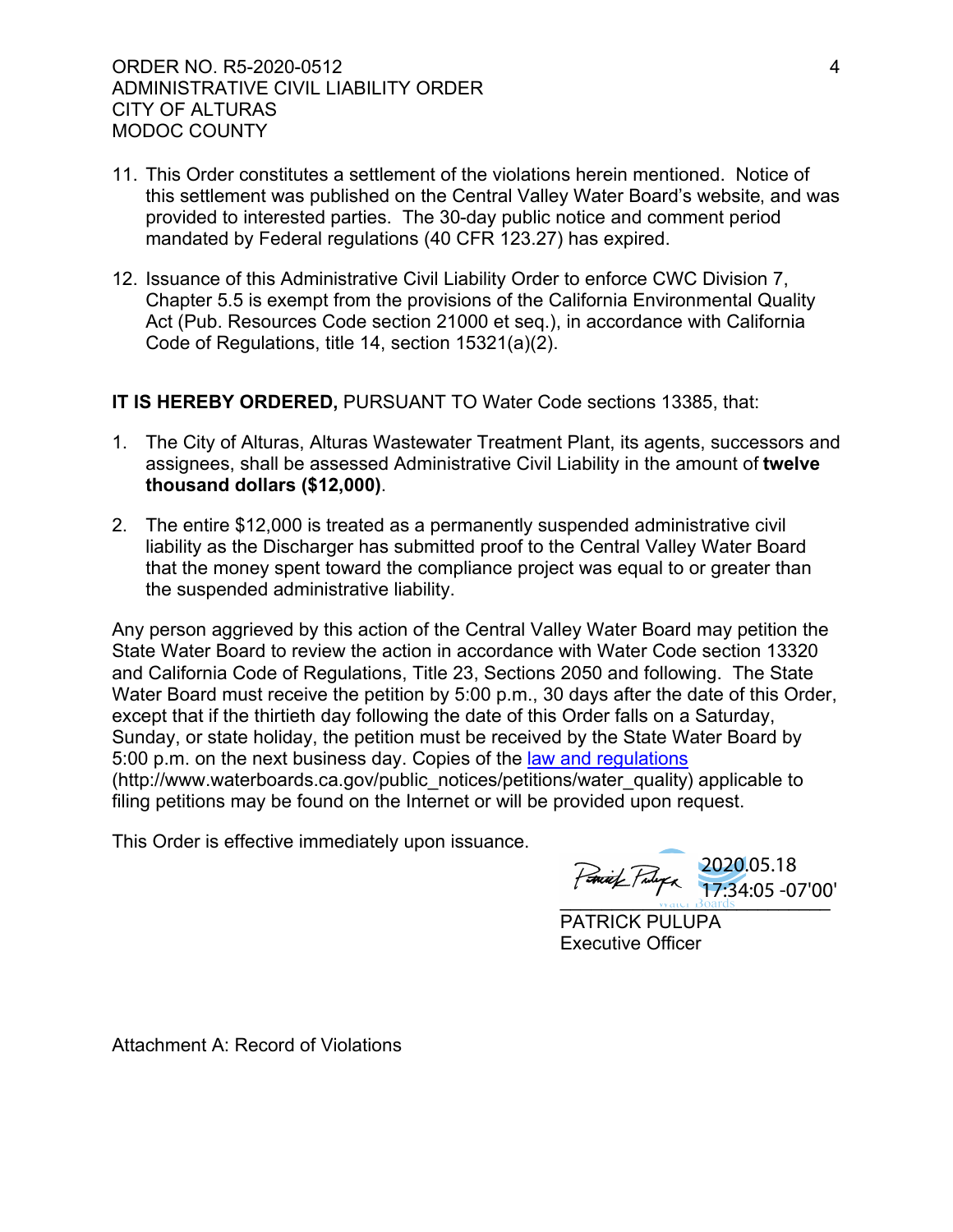11. This Order constitutes a settlement of the violations herein mentioned. Notice of this settlement was published on the Central Valley Water Board's website, and was provided to interested parties. The 30-day public notice and comment period mandated by Federal regulations (40 CFR 123.27) has expired.

12. Issuance of this Administrative Civil Liability Order to enforce CWC Division 7, Chapter 5.5 is exempt from the provisions of the California Environmental Quality Act (Pub. Resources Code section 21000 et seq.), in accordance with California Code of Regulations, title 14, section 15321(a)(2).

**IT IS HEREBY ORDERED,** PURSUANT TO Water Code sections 13385, that:

1. The City of Alturas, Alturas Wastewater Treatment Plant, its agents, successors and assignees, shall be assessed Administrative Civil Liability in the amount of **twelve thousand dollars ($12,000)**.

2. The entire $12,000 is treated as a permanently suspended administrative civil liability as the Discharger has submitted proof to the Central Valley Water Board that the money spent toward the compliance project was equal to or greater than the suspended administrative liability.

Any person aggrieved by this action of the Central Valley Water Board may petition the State Water Board to review the action in accordance with Water Code section 13320 and California Code of Regulations, Title 23, Sections 2050 and following. The State Water Board must receive the petition by 5:00 p.m., 30 days after the date of this Order, except that if the thirtieth day following the date of this Order falls on a Saturday, Sunday, or state holiday, the petition must be received by the State Water Board by 5:00 p.m. on the next business day. Copies of the law and regulations (http://www.waterboards.ca.gov/public_notices/petitions/water_quality) applicable to filing petitions may be found on the Internet or will be provided upon request.

This Order is effective immediately upon issuance.

2020.05.18
17:34:05 -07'00'

PATRICK PULUPA
Executive Officer

Attachment A: Record of Violations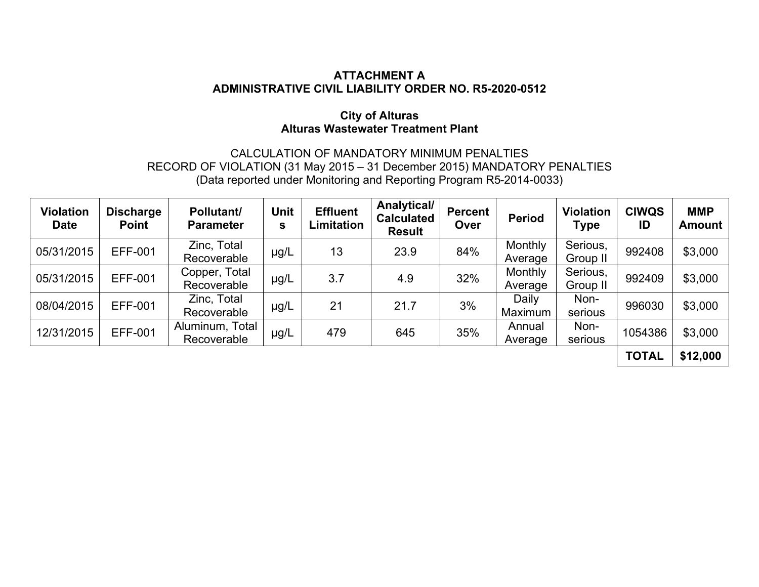**ATTACHMENT A**
**ADMINISTRATIVE CIVIL LIABILITY ORDER NO. R5-2020-0512**

**City of Alturas**
**Alturas Wastewater Treatment Plant**

CALCULATION OF MANDATORY MINIMUM PENALTIES
RECORD OF VIOLATION (31 May 2015 – 31 December 2015) MANDATORY PENALTIES
(Data reported under Monitoring and Reporting Program R5-2014-0033)

| Violation Date | Discharge Point | Pollutant/ Parameter | Units | Effluent Limitation | Analytical/ Calculated Result | Percent Over | Period | Violation Type | CIWQS ID | MMP Amount |
|---|---|---|---|---|---|---|---|---|---|---|
| 05/31/2015 | EFF-001 | Zinc, Total Recoverable | µg/L | 13 | 23.9 | 84% | Monthly Average | Serious, Group II | 992408 | $3,000 |
| 05/31/2015 | EFF-001 | Copper, Total Recoverable | µg/L | 3.7 | 4.9 | 32% | Monthly Average | Serious, Group II | 992409 | $3,000 |
| 08/04/2015 | EFF-001 | Zinc, Total Recoverable | µg/L | 21 | 21.7 | 3% | Daily Maximum | Non-serious | 996030 | $3,000 |
| 12/31/2015 | EFF-001 | Aluminum, Total Recoverable | µg/L | 479 | 645 | 35% | Annual Average | Non-serious | 1054386 | $3,000 |
| | | | | | | | | | **TOTAL** | **$12,000** |